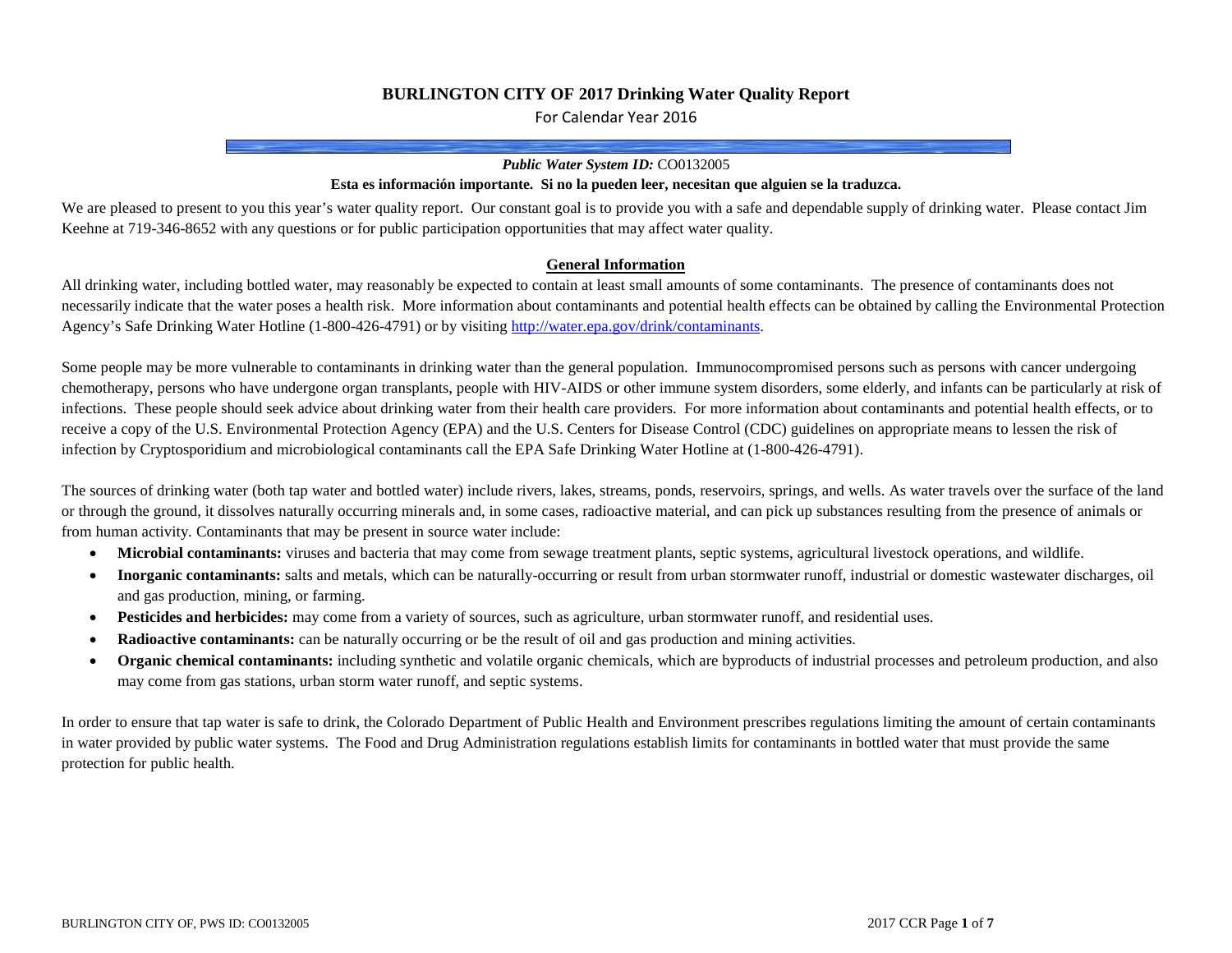# BURLINGTON CITY OF 2017 Drinking Water Quality Report

For Calendar Year 2016

***Public Water System ID:*** CO0132005

**Esta es información importante. Si no la pueden leer, necesitan que alguien se la traduzca.**

We are pleased to present to you this year's water quality report. Our constant goal is to provide you with a safe and dependable supply of drinking water. Please contact Jim Keehne at 719-346-8652 with any questions or for public participation opportunities that may affect water quality.

## General Information

All drinking water, including bottled water, may reasonably be expected to contain at least small amounts of some contaminants. The presence of contaminants does not necessarily indicate that the water poses a health risk. More information about contaminants and potential health effects can be obtained by calling the Environmental Protection Agency's Safe Drinking Water Hotline (1-800-426-4791) or by visiting http://water.epa.gov/drink/contaminants.

Some people may be more vulnerable to contaminants in drinking water than the general population. Immunocompromised persons such as persons with cancer undergoing chemotherapy, persons who have undergone organ transplants, people with HIV-AIDS or other immune system disorders, some elderly, and infants can be particularly at risk of infections. These people should seek advice about drinking water from their health care providers. For more information about contaminants and potential health effects, or to receive a copy of the U.S. Environmental Protection Agency (EPA) and the U.S. Centers for Disease Control (CDC) guidelines on appropriate means to lessen the risk of infection by Cryptosporidium and microbiological contaminants call the EPA Safe Drinking Water Hotline at (1-800-426-4791).

The sources of drinking water (both tap water and bottled water) include rivers, lakes, streams, ponds, reservoirs, springs, and wells. As water travels over the surface of the land or through the ground, it dissolves naturally occurring minerals and, in some cases, radioactive material, and can pick up substances resulting from the presence of animals or from human activity. Contaminants that may be present in source water include:

- **Microbial contaminants:** viruses and bacteria that may come from sewage treatment plants, septic systems, agricultural livestock operations, and wildlife.
- **Inorganic contaminants:** salts and metals, which can be naturally-occurring or result from urban stormwater runoff, industrial or domestic wastewater discharges, oil and gas production, mining, or farming.
- **Pesticides and herbicides:** may come from a variety of sources, such as agriculture, urban stormwater runoff, and residential uses.
- **Radioactive contaminants:** can be naturally occurring or be the result of oil and gas production and mining activities.
- **Organic chemical contaminants:** including synthetic and volatile organic chemicals, which are byproducts of industrial processes and petroleum production, and also may come from gas stations, urban storm water runoff, and septic systems.

In order to ensure that tap water is safe to drink, the Colorado Department of Public Health and Environment prescribes regulations limiting the amount of certain contaminants in water provided by public water systems. The Food and Drug Administration regulations establish limits for contaminants in bottled water that must provide the same protection for public health.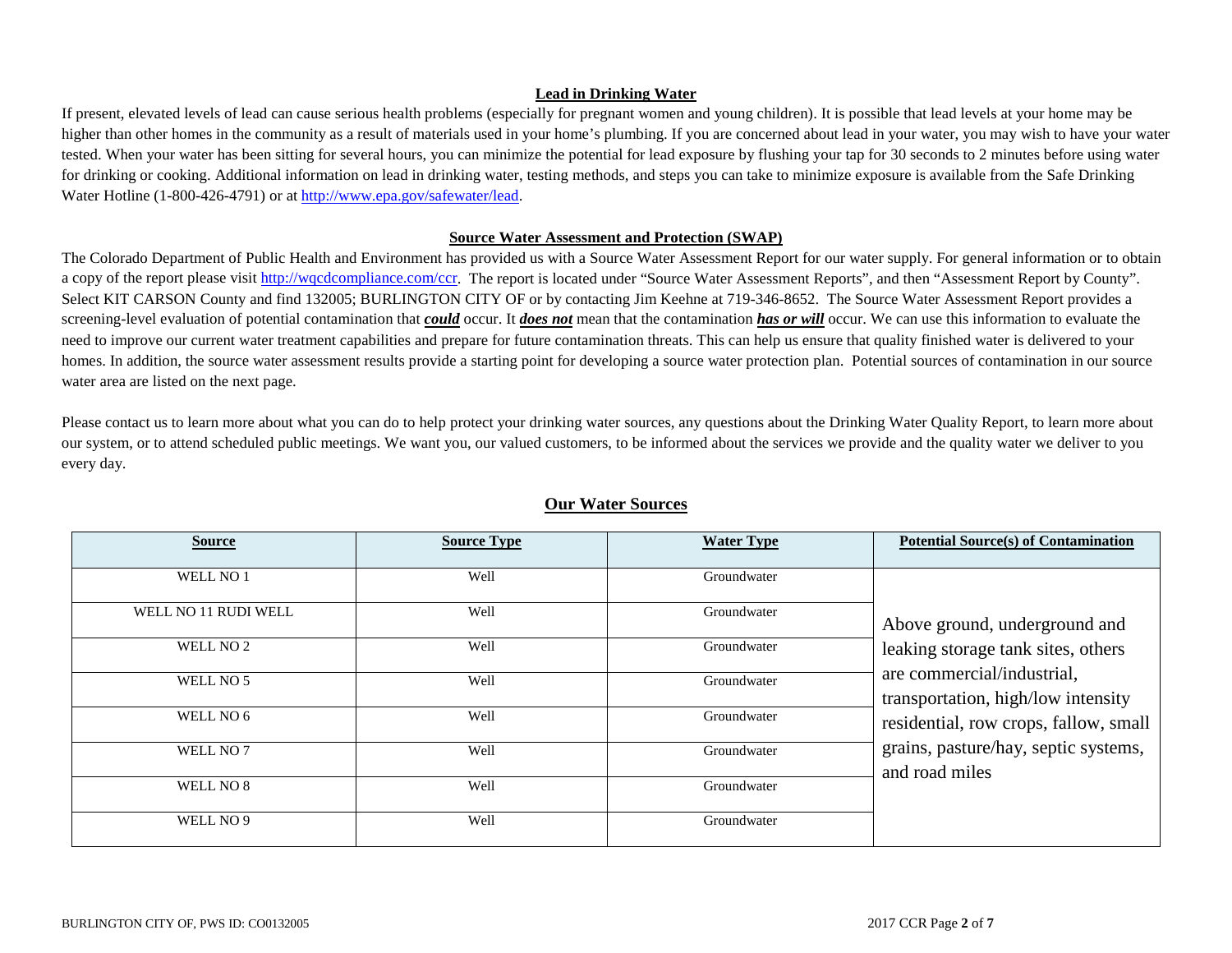## Lead in Drinking Water

If present, elevated levels of lead can cause serious health problems (especially for pregnant women and young children). It is possible that lead levels at your home may be higher than other homes in the community as a result of materials used in your home's plumbing. If you are concerned about lead in your water, you may wish to have your water tested. When your water has been sitting for several hours, you can minimize the potential for lead exposure by flushing your tap for 30 seconds to 2 minutes before using water for drinking or cooking. Additional information on lead in drinking water, testing methods, and steps you can take to minimize exposure is available from the Safe Drinking Water Hotline (1-800-426-4791) or at http://www.epa.gov/safewater/lead.

## Source Water Assessment and Protection (SWAP)

The Colorado Department of Public Health and Environment has provided us with a Source Water Assessment Report for our water supply. For general information or to obtain a copy of the report please visit http://wqcdcompliance.com/ccr. The report is located under "Source Water Assessment Reports", and then "Assessment Report by County". Select KIT CARSON County and find 132005; BURLINGTON CITY OF or by contacting Jim Keehne at 719-346-8652. The Source Water Assessment Report provides a screening-level evaluation of potential contamination that ***could*** occur. It ***does not*** mean that the contamination ***has or will*** occur. We can use this information to evaluate the need to improve our current water treatment capabilities and prepare for future contamination threats. This can help us ensure that quality finished water is delivered to your homes. In addition, the source water assessment results provide a starting point for developing a source water protection plan. Potential sources of contamination in our source water area are listed on the next page.

Please contact us to learn more about what you can do to help protect your drinking water sources, any questions about the Drinking Water Quality Report, to learn more about our system, or to attend scheduled public meetings. We want you, our valued customers, to be informed about the services we provide and the quality water we deliver to you every day.

## Our Water Sources

| Source | Source Type | Water Type | Potential Source(s) of Contamination |
|---|---|---|---|
| WELL NO 1 | Well | Groundwater | Above ground, underground and leaking storage tank sites, others are commercial/industrial, transportation, high/low intensity residential, row crops, fallow, small grains, pasture/hay, septic systems, and road miles |
| WELL NO 11 RUDI WELL | Well | Groundwater | |
| WELL NO 2 | Well | Groundwater | |
| WELL NO 5 | Well | Groundwater | |
| WELL NO 6 | Well | Groundwater | |
| WELL NO 7 | Well | Groundwater | |
| WELL NO 8 | Well | Groundwater | |
| WELL NO 9 | Well | Groundwater | |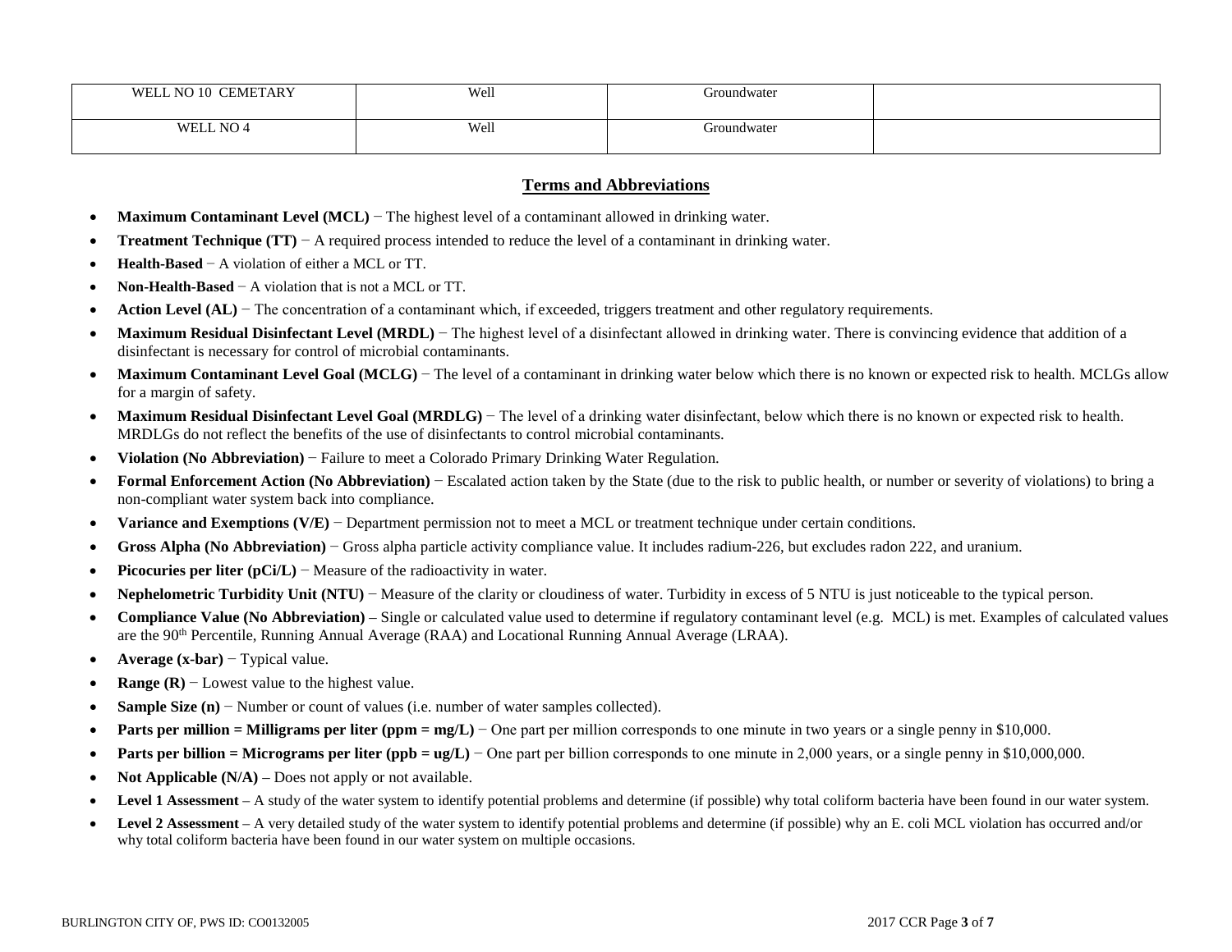| WELL NO 10 CEMETARY | Well | Groundwater | |
|---|---|---|---|
| WELL NO 4 | Well | Groundwater | |

## Terms and Abbreviations

- **Maximum Contaminant Level (MCL)** − The highest level of a contaminant allowed in drinking water.
- **Treatment Technique (TT)** − A required process intended to reduce the level of a contaminant in drinking water.
- **Health-Based** − A violation of either a MCL or TT.
- **Non-Health-Based** − A violation that is not a MCL or TT.
- **Action Level (AL)** − The concentration of a contaminant which, if exceeded, triggers treatment and other regulatory requirements.
- **Maximum Residual Disinfectant Level (MRDL)** − The highest level of a disinfectant allowed in drinking water. There is convincing evidence that addition of a disinfectant is necessary for control of microbial contaminants.
- **Maximum Contaminant Level Goal (MCLG)** − The level of a contaminant in drinking water below which there is no known or expected risk to health. MCLGs allow for a margin of safety.
- **Maximum Residual Disinfectant Level Goal (MRDLG)** − The level of a drinking water disinfectant, below which there is no known or expected risk to health. MRDLGs do not reflect the benefits of the use of disinfectants to control microbial contaminants.
- **Violation (No Abbreviation)** − Failure to meet a Colorado Primary Drinking Water Regulation.
- **Formal Enforcement Action (No Abbreviation)** − Escalated action taken by the State (due to the risk to public health, or number or severity of violations) to bring a non-compliant water system back into compliance.
- **Variance and Exemptions (V/E)** − Department permission not to meet a MCL or treatment technique under certain conditions.
- **Gross Alpha (No Abbreviation)** − Gross alpha particle activity compliance value. It includes radium-226, but excludes radon 222, and uranium.
- **Picocuries per liter (pCi/L)** − Measure of the radioactivity in water.
- **Nephelometric Turbidity Unit (NTU)** − Measure of the clarity or cloudiness of water. Turbidity in excess of 5 NTU is just noticeable to the typical person.
- **Compliance Value (No Abbreviation)** – Single or calculated value used to determine if regulatory contaminant level (e.g. MCL) is met. Examples of calculated values are the $90^{th}$ Percentile, Running Annual Average (RAA) and Locational Running Annual Average (LRAA).
- **Average (x-bar)** − Typical value.
- **Range (R)** − Lowest value to the highest value.
- **Sample Size (n)** − Number or count of values (i.e. number of water samples collected).
- **Parts per million = Milligrams per liter (ppm = mg/L)** − One part per million corresponds to one minute in two years or a single penny in $10,000.
- **Parts per billion = Micrograms per liter (ppb = ug/L)** − One part per billion corresponds to one minute in 2,000 years, or a single penny in $10,000,000.
- **Not Applicable (N/A)** – Does not apply or not available.
- **Level 1 Assessment** – A study of the water system to identify potential problems and determine (if possible) why total coliform bacteria have been found in our water system.
- **Level 2 Assessment** – A very detailed study of the water system to identify potential problems and determine (if possible) why an E. coli MCL violation has occurred and/or why total coliform bacteria have been found in our water system on multiple occasions.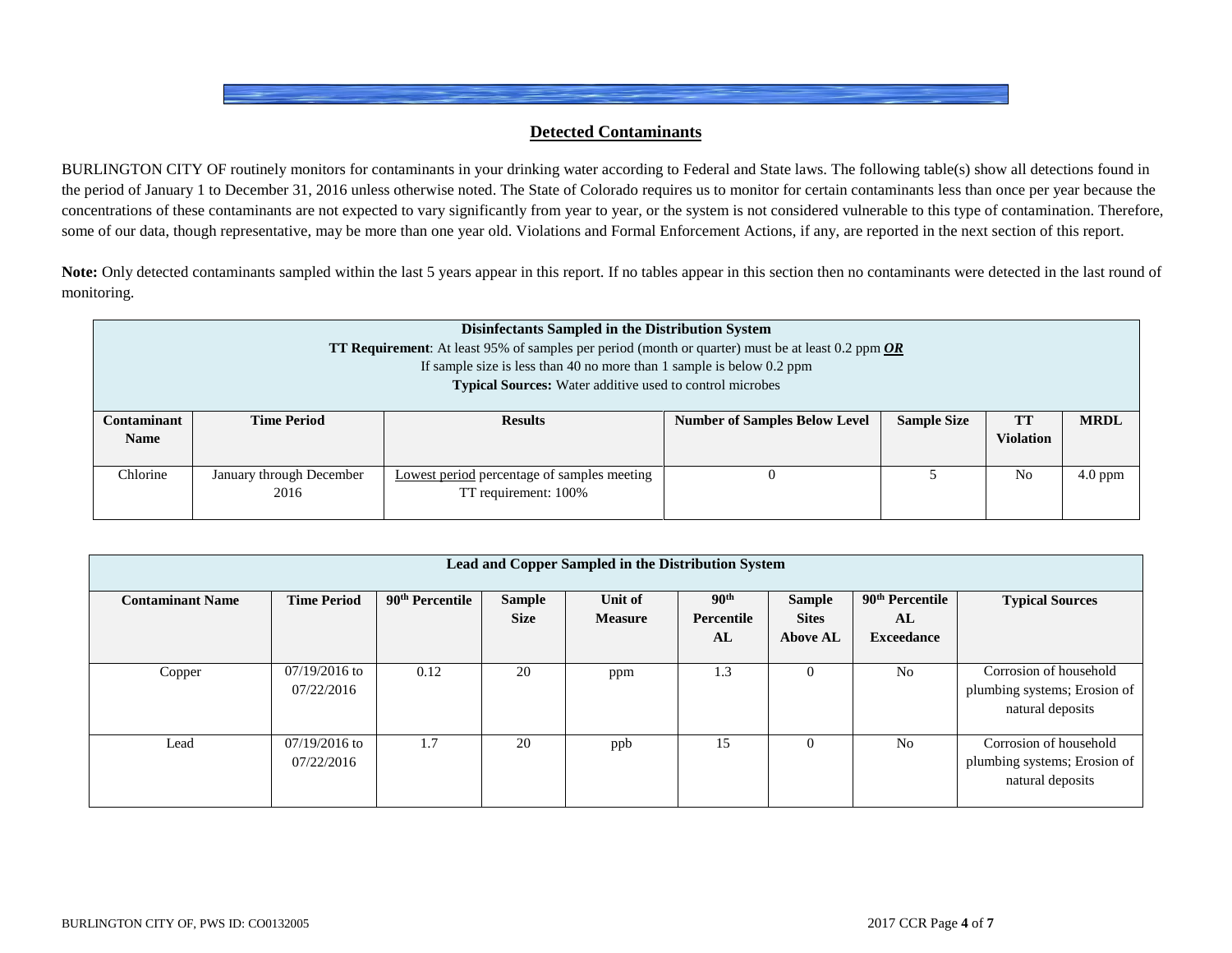## Detected Contaminants

BURLINGTON CITY OF routinely monitors for contaminants in your drinking water according to Federal and State laws. The following table(s) show all detections found in the period of January 1 to December 31, 2016 unless otherwise noted. The State of Colorado requires us to monitor for certain contaminants less than once per year because the concentrations of these contaminants are not expected to vary significantly from year to year, or the system is not considered vulnerable to this type of contamination. Therefore, some of our data, though representative, may be more than one year old. Violations and Formal Enforcement Actions, if any, are reported in the next section of this report.

**Note:** Only detected contaminants sampled within the last 5 years appear in this report. If no tables appear in this section then no contaminants were detected in the last round of monitoring.

| **Disinfectants Sampled in the Distribution System**<br>**TT Requirement**: At least 95% of samples per period (month or quarter) must be at least 0.2 ppm ***OR***<br>If sample size is less than 40 no more than 1 sample is below 0.2 ppm<br>**Typical Sources:** Water additive used to control microbes | | | | | | |
|---|---|---|---|---|---|---|
| **Contaminant Name** | **Time Period** | **Results** | **Number of Samples Below Level** | **Sample Size** | **TT Violation** | **MRDL** |
| Chlorine | January through December 2016 | Lowest period percentage of samples meeting TT requirement: 100% | 0 | 5 | No | 4.0 ppm |

| **Lead and Copper Sampled in the Distribution System** | | | | | | | | |
|---|---|---|---|---|---|---|---|---|
| **Contaminant Name** | **Time Period** | **90th Percentile** | **Sample Size** | **Unit of Measure** | **90th Percentile AL** | **Sample Sites Above AL** | **90th Percentile AL Exceedance** | **Typical Sources** |
| Copper | 07/19/2016 to 07/22/2016 | 0.12 | 20 | ppm | 1.3 | 0 | No | Corrosion of household plumbing systems; Erosion of natural deposits |
| Lead | 07/19/2016 to 07/22/2016 | 1.7 | 20 | ppb | 15 | 0 | No | Corrosion of household plumbing systems; Erosion of natural deposits |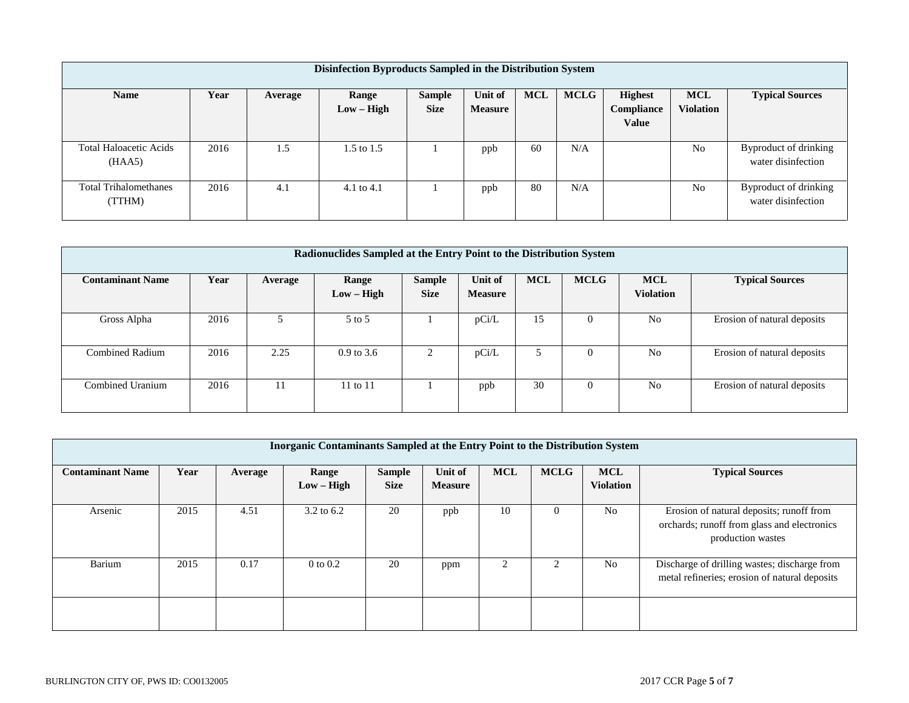| Disinfection Byproducts Sampled in the Distribution System | | | | | | | | | | |
|---|---|---|---|---|---|---|---|---|---|---|
| **Name** | **Year** | **Average** | **Range Low – High** | **Sample Size** | **Unit of Measure** | **MCL** | **MCLG** | **Highest Compliance Value** | **MCL Violation** | **Typical Sources** |
| Total Haloacetic Acids (HAA5) | 2016 | 1.5 | 1.5 to 1.5 | 1 | ppb | 60 | N/A | | No | Byproduct of drinking water disinfection |
| Total Trihalomethanes (TTHM) | 2016 | 4.1 | 4.1 to 4.1 | 1 | ppb | 80 | N/A | | No | Byproduct of drinking water disinfection |

| Radionuclides Sampled at the Entry Point to the Distribution System | | | | | | | | | |
|---|---|---|---|---|---|---|---|---|---|
| **Contaminant Name** | **Year** | **Average** | **Range Low – High** | **Sample Size** | **Unit of Measure** | **MCL** | **MCLG** | **MCL Violation** | **Typical Sources** |
| Gross Alpha | 2016 | 5 | 5 to 5 | 1 | pCi/L | 15 | 0 | No | Erosion of natural deposits |
| Combined Radium | 2016 | 2.25 | 0.9 to 3.6 | 2 | pCi/L | 5 | 0 | No | Erosion of natural deposits |
| Combined Uranium | 2016 | 11 | 11 to 11 | 1 | ppb | 30 | 0 | No | Erosion of natural deposits |

| Inorganic Contaminants Sampled at the Entry Point to the Distribution System | | | | | | | | | |
|---|---|---|---|---|---|---|---|---|---|
| **Contaminant Name** | **Year** | **Average** | **Range Low – High** | **Sample Size** | **Unit of Measure** | **MCL** | **MCLG** | **MCL Violation** | **Typical Sources** |
| Arsenic | 2015 | 4.51 | 3.2 to 6.2 | 20 | ppb | 10 | 0 | No | Erosion of natural deposits; runoff from orchards; runoff from glass and electronics production wastes |
| Barium | 2015 | 0.17 | 0 to 0.2 | 20 | ppm | 2 | 2 | No | Discharge of drilling wastes; discharge from metal refineries; erosion of natural deposits |
| | | | | | | | | | |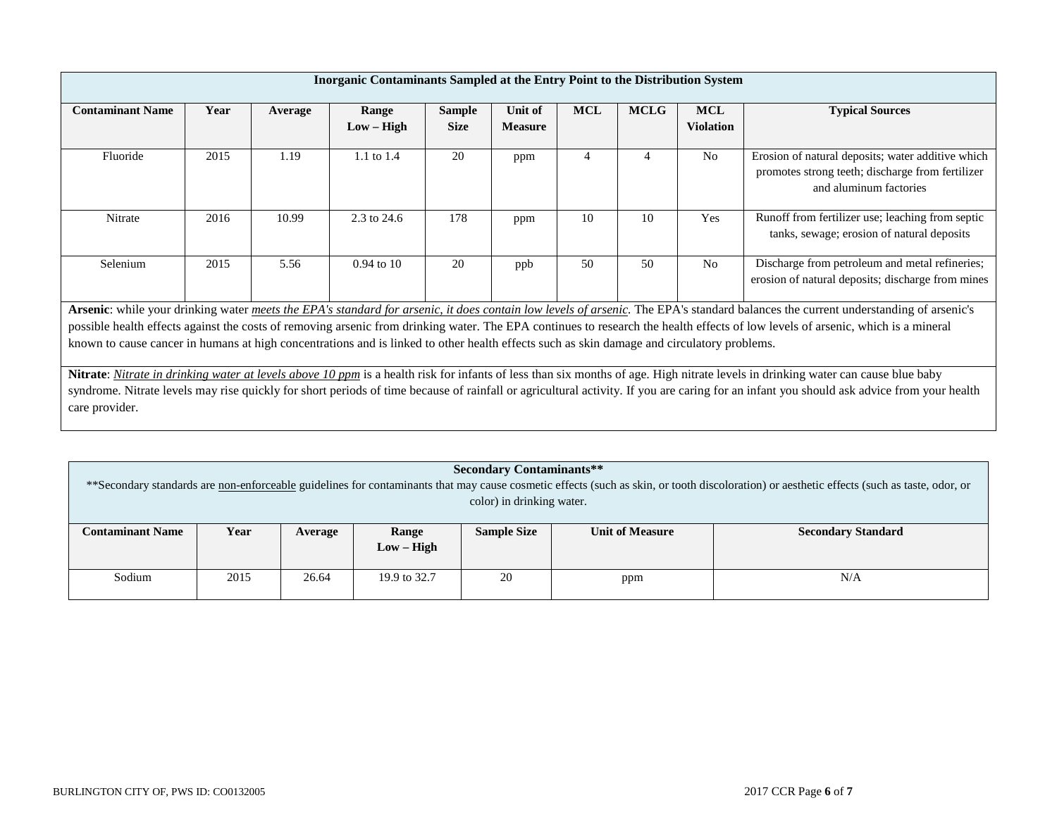| Inorganic Contaminants Sampled at the Entry Point to the Distribution System | | | | | | | | | |
|---|---|---|---|---|---|---|---|---|---|
| **Contaminant Name** | **Year** | **Average** | **Range Low – High** | **Sample Size** | **Unit of Measure** | **MCL** | **MCLG** | **MCL Violation** | **Typical Sources** |
| Fluoride | 2015 | 1.19 | 1.1 to 1.4 | 20 | ppm | 4 | 4 | No | Erosion of natural deposits; water additive which promotes strong teeth; discharge from fertilizer and aluminum factories |
| Nitrate | 2016 | 10.99 | 2.3 to 24.6 | 178 | ppm | 10 | 10 | Yes | Runoff from fertilizer use; leaching from septic tanks, sewage; erosion of natural deposits |
| Selenium | 2015 | 5.56 | 0.94 to 10 | 20 | ppb | 50 | 50 | No | Discharge from petroleum and metal refineries; erosion of natural deposits; discharge from mines |

**Arsenic**: while your drinking water *meets the EPA's standard for arsenic, it does contain low levels of arsenic.* The EPA's standard balances the current understanding of arsenic's possible health effects against the costs of removing arsenic from drinking water. The EPA continues to research the health effects of low levels of arsenic, which is a mineral known to cause cancer in humans at high concentrations and is linked to other health effects such as skin damage and circulatory problems.

**Nitrate**: *Nitrate in drinking water at levels above 10 ppm* is a health risk for infants of less than six months of age. High nitrate levels in drinking water can cause blue baby syndrome. Nitrate levels may rise quickly for short periods of time because of rainfall or agricultural activity. If you are caring for an infant you should ask advice from your health care provider.

**Secondary Contaminants****

**Secondary standards are non-enforceable guidelines for contaminants that may cause cosmetic effects (such as skin, or tooth discoloration) or aesthetic effects (such as taste, odor, or color) in drinking water.

| **Contaminant Name** | **Year** | **Average** | **Range Low – High** | **Sample Size** | **Unit of Measure** | **Secondary Standard** |
|---|---|---|---|---|---|---|
| Sodium | 2015 | 26.64 | 19.9 to 32.7 | 20 | ppm | N/A |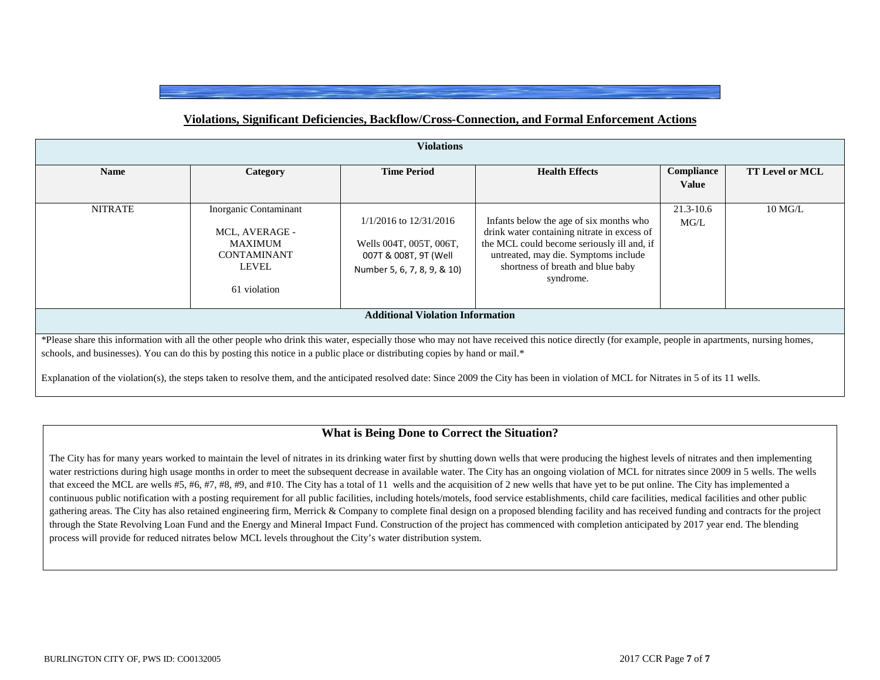## Violations, Significant Deficiencies, Backflow/Cross-Connection, and Formal Enforcement Actions

| Violations | | | | | |
|---|---|---|---|---|---|
| **Name** | **Category** | **Time Period** | **Health Effects** | **Compliance Value** | **TT Level or MCL** |
| NITRATE | Inorganic Contaminant<br><br>MCL, AVERAGE - MAXIMUM CONTAMINANT LEVEL<br><br>61 violation | 1/1/2016 to 12/31/2016<br><br>Wells 004T, 005T, 006T, 007T & 008T, 9T (Well Number 5, 6, 7, 8, 9, & 10) | Infants below the age of six months who drink water containing nitrate in excess of the MCL could become seriously ill and, if untreated, may die. Symptoms include shortness of breath and blue baby syndrome. | 21.3-10.6 MG/L | 10 MG/L |

**Additional Violation Information**

*Please share this information with all the other people who drink this water, especially those who may not have received this notice directly (for example, people in apartments, nursing homes, schools, and businesses). You can do this by posting this notice in a public place or distributing copies by hand or mail.*

Explanation of the violation(s), the steps taken to resolve them, and the anticipated resolved date: Since 2009 the City has been in violation of MCL for Nitrates in 5 of its 11 wells.

### What is Being Done to Correct the Situation?

The City has for many years worked to maintain the level of nitrates in its drinking water first by shutting down wells that were producing the highest levels of nitrates and then implementing water restrictions during high usage months in order to meet the subsequent decrease in available water. The City has an ongoing violation of MCL for nitrates since 2009 in 5 wells. The wells that exceed the MCL are wells #5, #6, #7, #8, #9, and #10. The City has a total of 11 wells and the acquisition of 2 new wells that have yet to be put online. The City has implemented a continuous public notification with a posting requirement for all public facilities, including hotels/motels, food service establishments, child care facilities, medical facilities and other public gathering areas. The City has also retained engineering firm, Merrick & Company to complete final design on a proposed blending facility and has received funding and contracts for the project through the State Revolving Loan Fund and the Energy and Mineral Impact Fund. Construction of the project has commenced with completion anticipated by 2017 year end. The blending process will provide for reduced nitrates below MCL levels throughout the City's water distribution system.